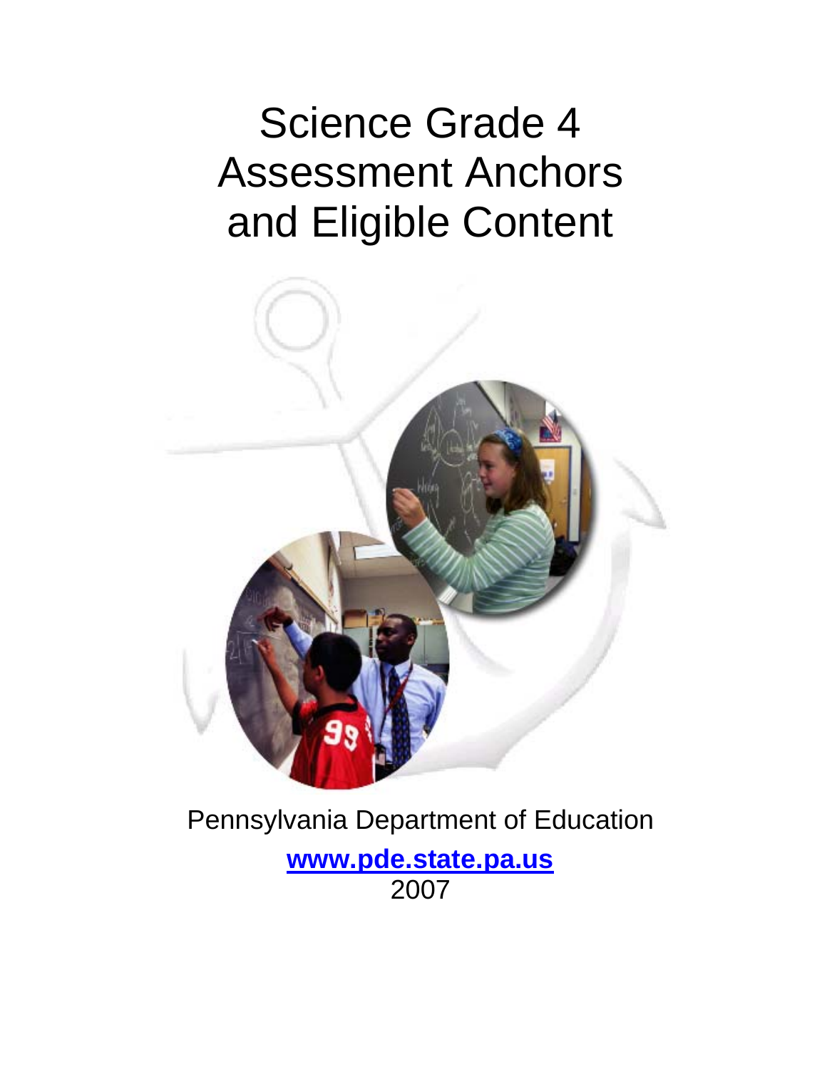# Science Grade 4 Assessment Anchors and Eligible Content

Pennsylvania Department of Education

**www.pde.state.pa.us**

2007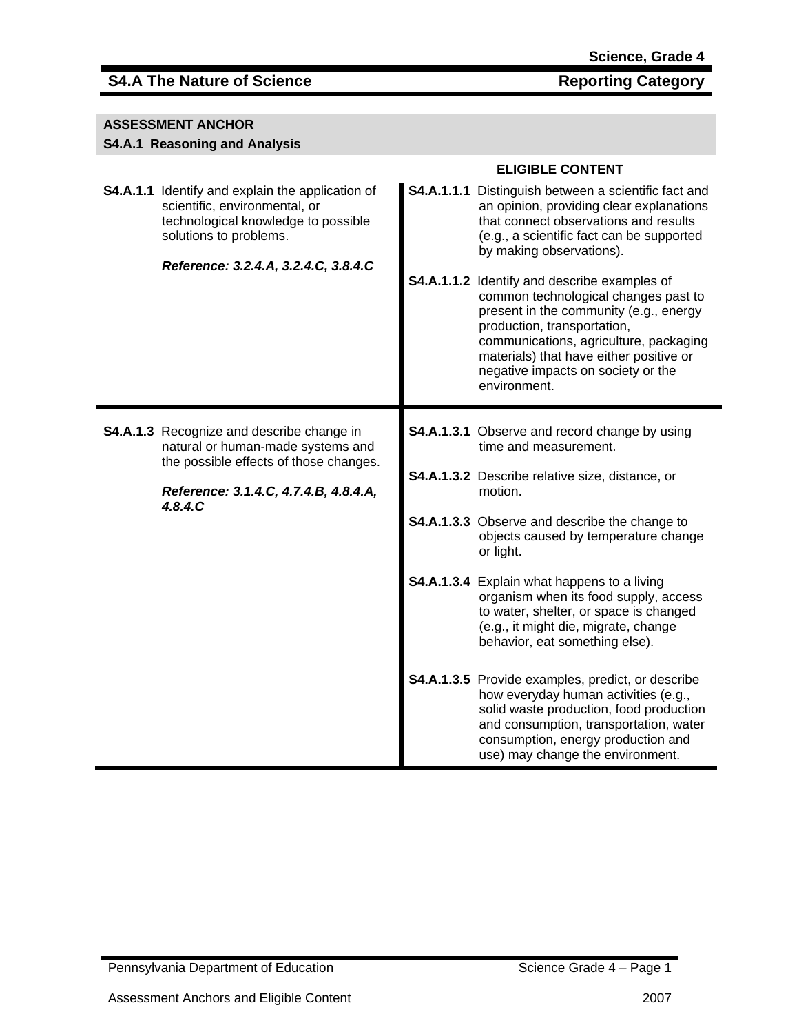**Science, Grade 4**

## S4.A The Nature of Science — Reporting Category

**ASSESSMENT ANCHOR**
**S4.A.1 Reasoning and Analysis**

| | ELIGIBLE CONTENT |
|---|---|
| **S4.A.1.1** Identify and explain the application of scientific, environmental, or technological knowledge to possible solutions to problems.<br><br>***Reference: 3.2.4.A, 3.2.4.C, 3.8.4.C*** | **S4.A.1.1.1** Distinguish between a scientific fact and an opinion, providing clear explanations that connect observations and results (e.g., a scientific fact can be supported by making observations).<br><br>**S4.A.1.1.2** Identify and describe examples of common technological changes past to present in the community (e.g., energy production, transportation, communications, agriculture, packaging materials) that have either positive or negative impacts on society or the environment. |
| **S4.A.1.3** Recognize and describe change in natural or human-made systems and the possible effects of those changes.<br><br>***Reference: 3.1.4.C, 4.7.4.B, 4.8.4.A, 4.8.4.C*** | **S4.A.1.3.1** Observe and record change by using time and measurement.<br><br>**S4.A.1.3.2** Describe relative size, distance, or motion.<br><br>**S4.A.1.3.3** Observe and describe the change to objects caused by temperature change or light.<br><br>**S4.A.1.3.4** Explain what happens to a living organism when its food supply, access to water, shelter, or space is changed (e.g., it might die, migrate, change behavior, eat something else).<br><br>**S4.A.1.3.5** Provide examples, predict, or describe how everyday human activities (e.g., solid waste production, food production and consumption, transportation, water consumption, energy production and use) may change the environment. |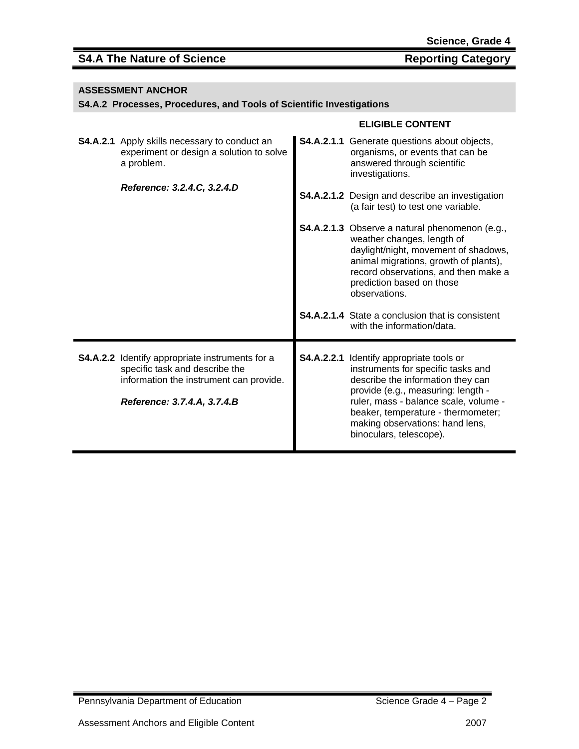## S4.A The Nature of Science — Reporting Category

### ASSESSMENT ANCHOR

**S4.A.2 Processes, Procedures, and Tools of Scientific Investigations**

| | ELIGIBLE CONTENT |
|---|---|
| **S4.A.2.1** Apply skills necessary to conduct an experiment or design a solution to solve a problem.<br><br>***Reference: 3.2.4.C, 3.2.4.D*** | **S4.A.2.1.1** Generate questions about objects, organisms, or events that can be answered through scientific investigations.<br><br>**S4.A.2.1.2** Design and describe an investigation (a fair test) to test one variable.<br><br>**S4.A.2.1.3** Observe a natural phenomenon (e.g., weather changes, length of daylight/night, movement of shadows, animal migrations, growth of plants), record observations, and then make a prediction based on those observations.<br><br>**S4.A.2.1.4** State a conclusion that is consistent with the information/data. |
| **S4.A.2.2** Identify appropriate instruments for a specific task and describe the information the instrument can provide.<br><br>***Reference: 3.7.4.A, 3.7.4.B*** | **S4.A.2.2.1** Identify appropriate tools or instruments for specific tasks and describe the information they can provide (e.g., measuring: length - ruler, mass - balance scale, volume - beaker, temperature - thermometer; making observations: hand lens, binoculars, telescope). |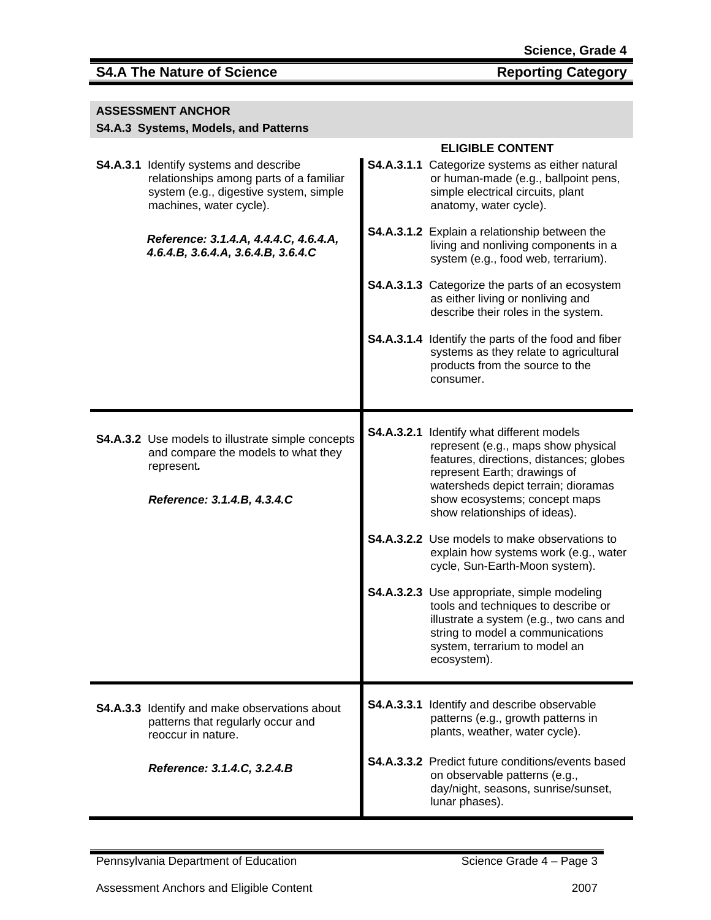## S4.A The Nature of Science — Reporting Category

**ASSESSMENT ANCHOR**

**S4.A.3 Systems, Models, and Patterns**

| | ELIGIBLE CONTENT |
|---|---|
| **S4.A.3.1** Identify systems and describe relationships among parts of a familiar system (e.g., digestive system, simple machines, water cycle).<br><br>***Reference: 3.1.4.A, 4.4.4.C, 4.6.4.A, 4.6.4.B, 3.6.4.A, 3.6.4.B, 3.6.4.C*** | **S4.A.3.1.1** Categorize systems as either natural or human-made (e.g., ballpoint pens, simple electrical circuits, plant anatomy, water cycle).<br><br>**S4.A.3.1.2** Explain a relationship between the living and nonliving components in a system (e.g., food web, terrarium).<br><br>**S4.A.3.1.3** Categorize the parts of an ecosystem as either living or nonliving and describe their roles in the system.<br><br>**S4.A.3.1.4** Identify the parts of the food and fiber systems as they relate to agricultural products from the source to the consumer. |
| **S4.A.3.2** Use models to illustrate simple concepts and compare the models to what they represent***.***<br><br>***Reference: 3.1.4.B, 4.3.4.C*** | **S4.A.3.2.1** Identify what different models represent (e.g., maps show physical features, directions, distances; globes represent Earth; drawings of watersheds depict terrain; dioramas show ecosystems; concept maps show relationships of ideas).<br><br>**S4.A.3.2.2** Use models to make observations to explain how systems work (e.g., water cycle, Sun-Earth-Moon system).<br><br>**S4.A.3.2.3** Use appropriate, simple modeling tools and techniques to describe or illustrate a system (e.g., two cans and string to model a communications system, terrarium to model an ecosystem). |
| **S4.A.3.3** Identify and make observations about patterns that regularly occur and reoccur in nature.<br><br>***Reference: 3.1.4.C, 3.2.4.B*** | **S4.A.3.3.1** Identify and describe observable patterns (e.g., growth patterns in plants, weather, water cycle).<br><br>**S4.A.3.3.2** Predict future conditions/events based on observable patterns (e.g., day/night, seasons, sunrise/sunset, lunar phases). |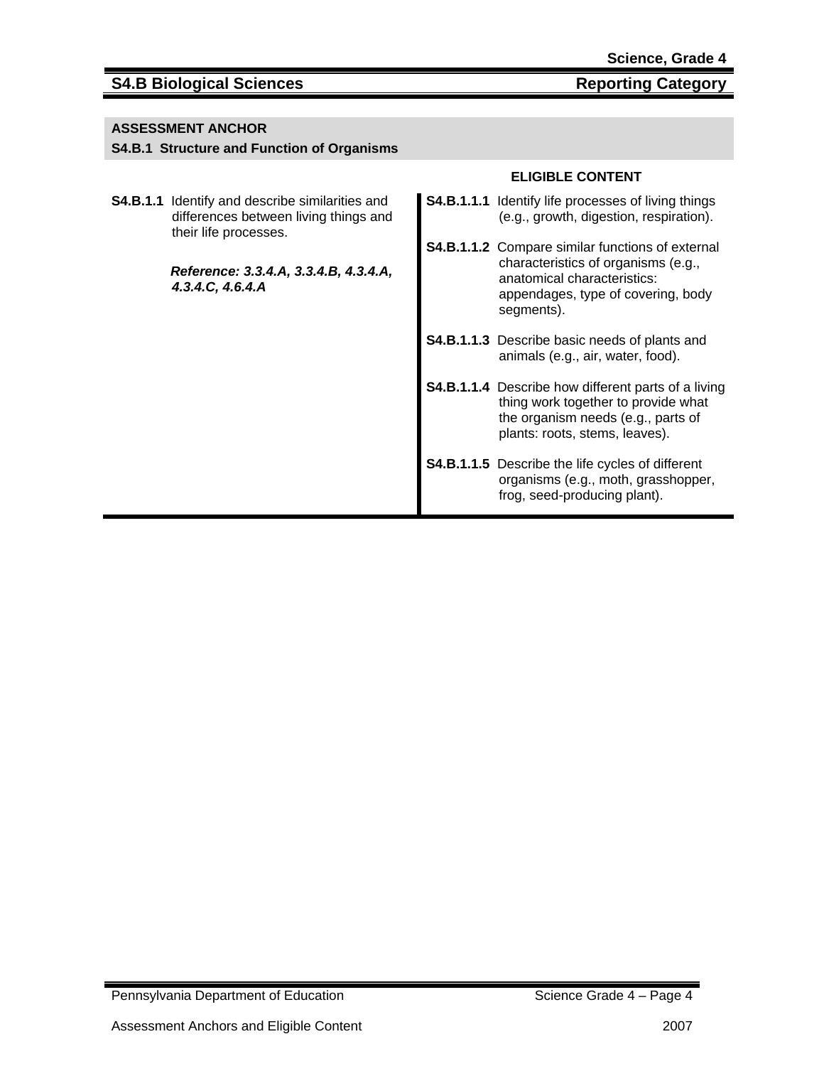## S4.B Biological Sciences — Reporting Category

### ASSESSMENT ANCHOR

**S4.B.1 Structure and Function of Organisms**

| | ELIGIBLE CONTENT |
|---|---|
| **S4.B.1.1** Identify and describe similarities and differences between living things and their life processes.<br><br>***Reference: 3.3.4.A, 3.3.4.B, 4.3.4.A, 4.3.4.C, 4.6.4.A*** | **S4.B.1.1.1** Identify life processes of living things (e.g., growth, digestion, respiration).<br><br>**S4.B.1.1.2** Compare similar functions of external characteristics of organisms (e.g., anatomical characteristics: appendages, type of covering, body segments).<br><br>**S4.B.1.1.3** Describe basic needs of plants and animals (e.g., air, water, food).<br><br>**S4.B.1.1.4** Describe how different parts of a living thing work together to provide what the organism needs (e.g., parts of plants: roots, stems, leaves).<br><br>**S4.B.1.1.5** Describe the life cycles of different organisms (e.g., moth, grasshopper, frog, seed-producing plant). |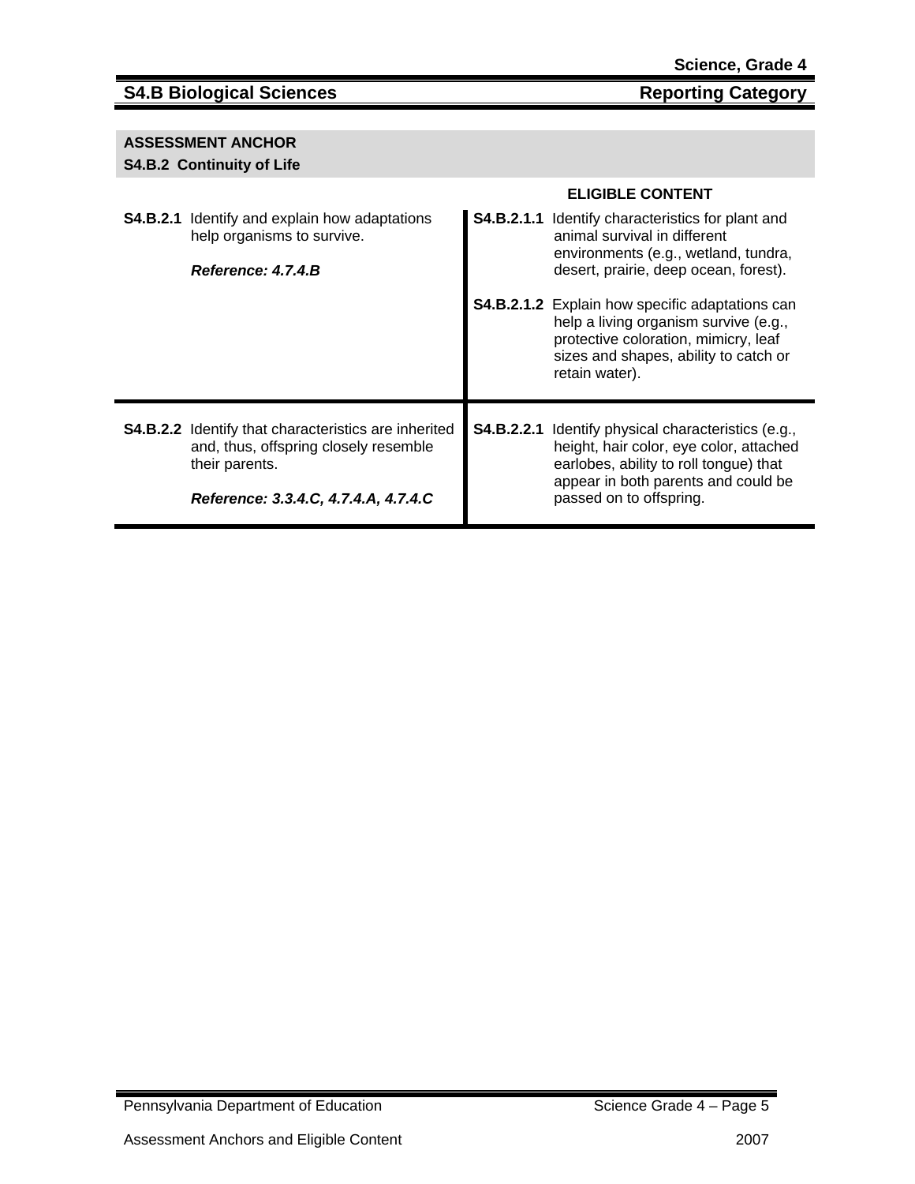## S4.B Biological Sciences — Reporting Category

### ASSESSMENT ANCHOR
**S4.B.2 Continuity of Life**

| | ELIGIBLE CONTENT |
|---|---|
| **S4.B.2.1** Identify and explain how adaptations help organisms to survive.<br><br>***Reference: 4.7.4.B*** | **S4.B.2.1.1** Identify characteristics for plant and animal survival in different environments (e.g., wetland, tundra, desert, prairie, deep ocean, forest).<br><br>**S4.B.2.1.2** Explain how specific adaptations can help a living organism survive (e.g., protective coloration, mimicry, leaf sizes and shapes, ability to catch or retain water). |
| **S4.B.2.2** Identify that characteristics are inherited and, thus, offspring closely resemble their parents.<br><br>***Reference: 3.3.4.C, 4.7.4.A, 4.7.4.C*** | **S4.B.2.2.1** Identify physical characteristics (e.g., height, hair color, eye color, attached earlobes, ability to roll tongue) that appear in both parents and could be passed on to offspring. |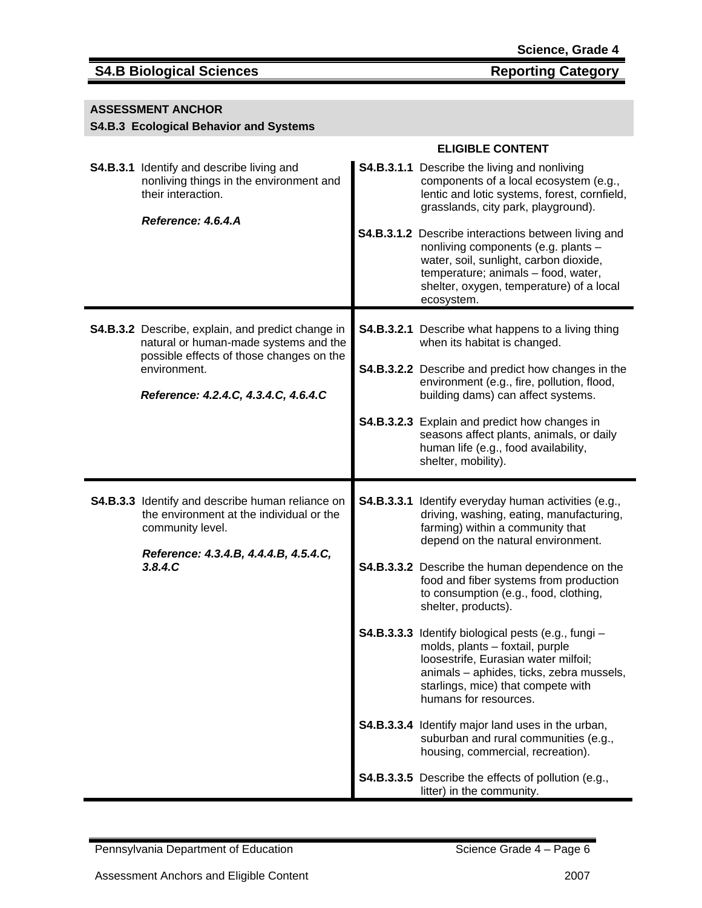Science, Grade 4

## S4.B Biological Sciences — Reporting Category

### ASSESSMENT ANCHOR
### S4.B.3 Ecological Behavior and Systems

| | ELIGIBLE CONTENT |
|---|---|
| **S4.B.3.1** Identify and describe living and nonliving things in the environment and their interaction.<br><br>***Reference: 4.6.4.A*** | **S4.B.3.1.1** Describe the living and nonliving components of a local ecosystem (e.g., lentic and lotic systems, forest, cornfield, grasslands, city park, playground).<br><br>**S4.B.3.1.2** Describe interactions between living and nonliving components (e.g. plants – water, soil, sunlight, carbon dioxide, temperature; animals – food, water, shelter, oxygen, temperature) of a local ecosystem. |
| **S4.B.3.2** Describe, explain, and predict change in natural or human-made systems and the possible effects of those changes on the environment.<br><br>***Reference: 4.2.4.C, 4.3.4.C, 4.6.4.C*** | **S4.B.3.2.1** Describe what happens to a living thing when its habitat is changed.<br><br>**S4.B.3.2.2** Describe and predict how changes in the environment (e.g., fire, pollution, flood, building dams) can affect systems.<br><br>**S4.B.3.2.3** Explain and predict how changes in seasons affect plants, animals, or daily human life (e.g., food availability, shelter, mobility). |
| **S4.B.3.3** Identify and describe human reliance on the environment at the individual or the community level.<br><br>***Reference: 4.3.4.B, 4.4.4.B, 4.5.4.C, 3.8.4.C*** | **S4.B.3.3.1** Identify everyday human activities (e.g., driving, washing, eating, manufacturing, farming) within a community that depend on the natural environment.<br><br>**S4.B.3.3.2** Describe the human dependence on the food and fiber systems from production to consumption (e.g., food, clothing, shelter, products).<br><br>**S4.B.3.3.3** Identify biological pests (e.g., fungi – molds, plants – foxtail, purple loosestrife, Eurasian water milfoil; animals – aphides, ticks, zebra mussels, starlings, mice) that compete with humans for resources.<br><br>**S4.B.3.3.4** Identify major land uses in the urban, suburban and rural communities (e.g., housing, commercial, recreation).<br><br>**S4.B.3.3.5** Describe the effects of pollution (e.g., litter) in the community. |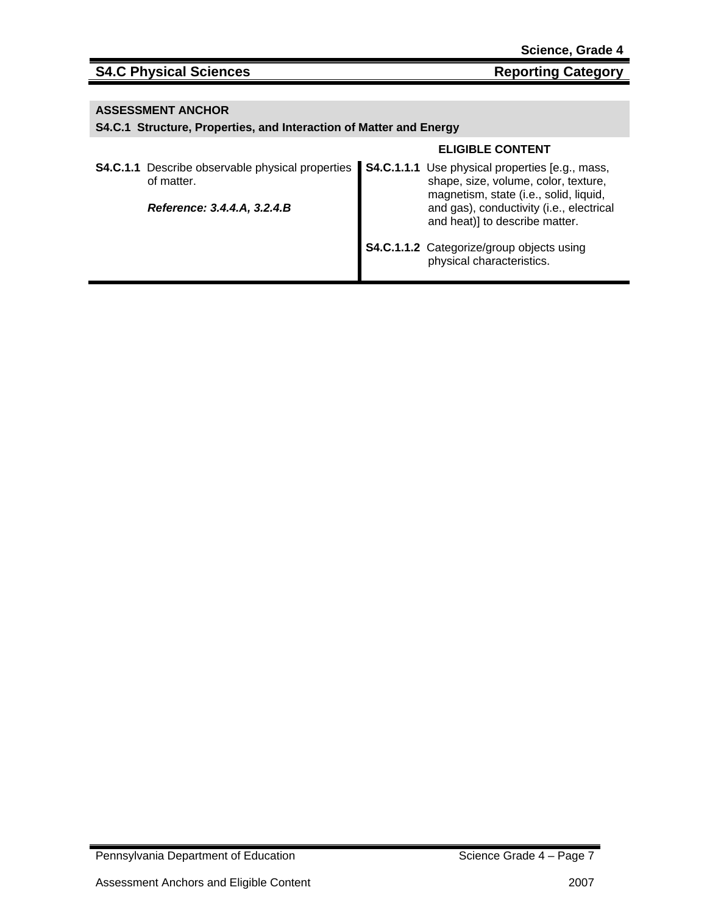## S4.C Physical Sciences — Reporting Category

### ASSESSMENT ANCHOR

**S4.C.1 Structure, Properties, and Interaction of Matter and Energy**

| | ELIGIBLE CONTENT |
|---|---|
| **S4.C.1.1** Describe observable physical properties of matter.<br><br>***Reference: 3.4.4.A, 3.2.4.B*** | **S4.C.1.1.1** Use physical properties [e.g., mass, shape, size, volume, color, texture, magnetism, state (i.e., solid, liquid, and gas), conductivity (i.e., electrical and heat)] to describe matter.<br><br>**S4.C.1.1.2** Categorize/group objects using physical characteristics. |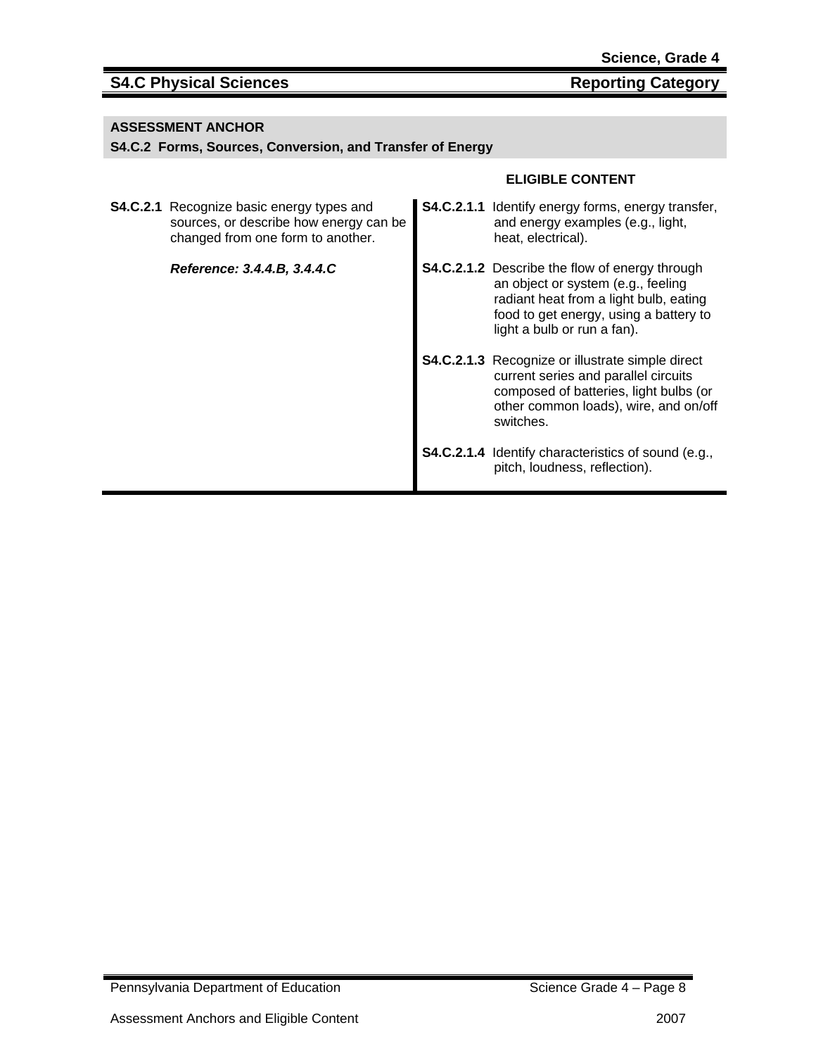## S4.C Physical Sciences — Reporting Category

### ASSESSMENT ANCHOR

### S4.C.2 Forms, Sources, Conversion, and Transfer of Energy

| | ELIGIBLE CONTENT |
|---|---|
| **S4.C.2.1** Recognize basic energy types and sources, or describe how energy can be changed from one form to another.<br><br>***Reference: 3.4.4.B, 3.4.4.C*** | **S4.C.2.1.1** Identify energy forms, energy transfer, and energy examples (e.g., light, heat, electrical).<br><br>**S4.C.2.1.2** Describe the flow of energy through an object or system (e.g., feeling radiant heat from a light bulb, eating food to get energy, using a battery to light a bulb or run a fan).<br><br>**S4.C.2.1.3** Recognize or illustrate simple direct current series and parallel circuits composed of batteries, light bulbs (or other common loads), wire, and on/off switches.<br><br>**S4.C.2.1.4** Identify characteristics of sound (e.g., pitch, loudness, reflection). |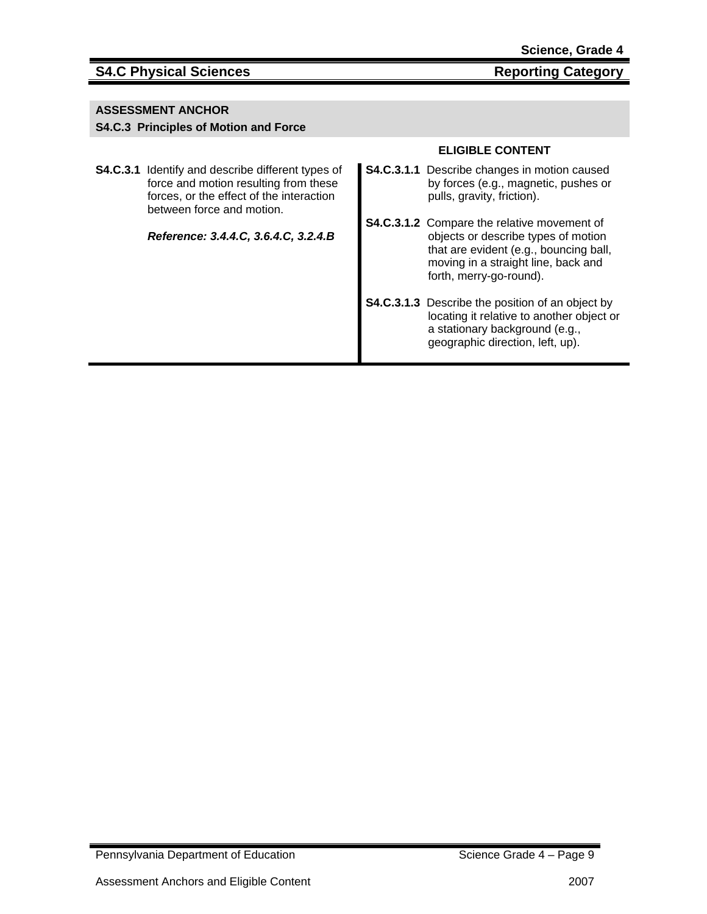## S4.C Physical Sciences — Reporting Category

### ASSESSMENT ANCHOR

**S4.C.3 Principles of Motion and Force**

| | ELIGIBLE CONTENT |
|---|---|
| **S4.C.3.1** Identify and describe different types of force and motion resulting from these forces, or the effect of the interaction between force and motion.<br><br>***Reference: 3.4.4.C, 3.6.4.C, 3.2.4.B*** | **S4.C.3.1.1** Describe changes in motion caused by forces (e.g., magnetic, pushes or pulls, gravity, friction).<br><br>**S4.C.3.1.2** Compare the relative movement of objects or describe types of motion that are evident (e.g., bouncing ball, moving in a straight line, back and forth, merry-go-round).<br><br>**S4.C.3.1.3** Describe the position of an object by locating it relative to another object or a stationary background (e.g., geographic direction, left, up). |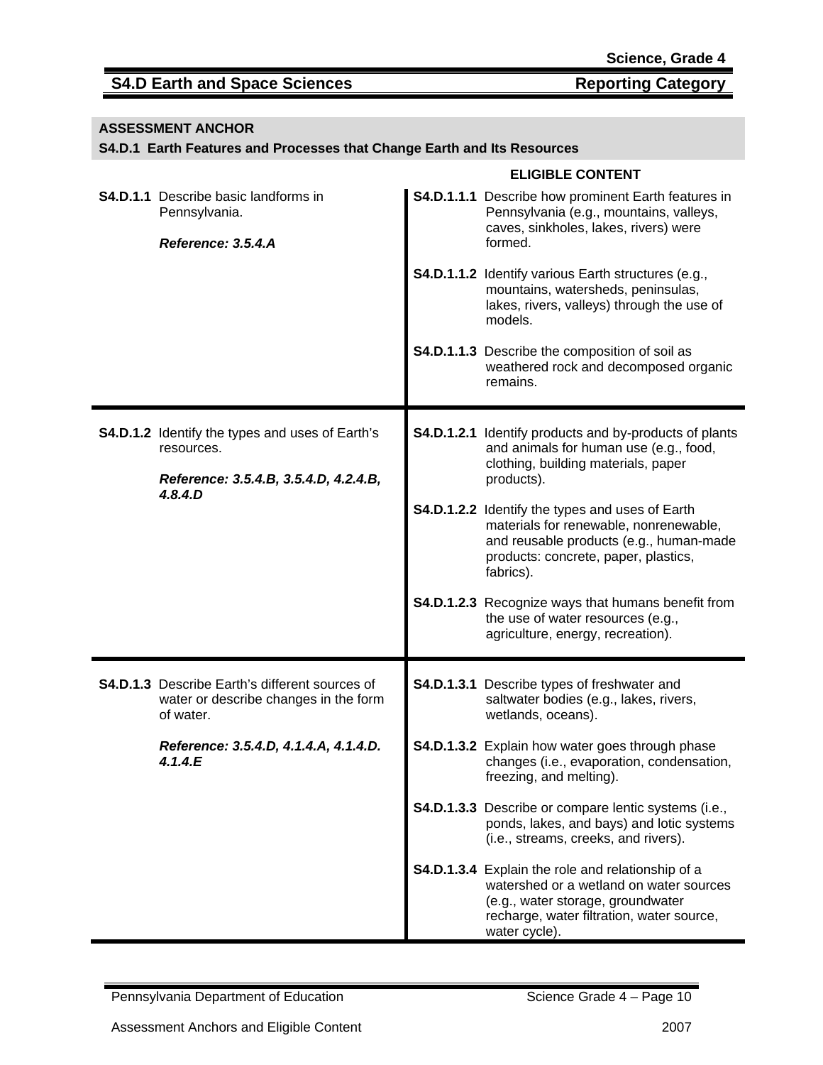**Science, Grade 4**

## S4.D Earth and Space Sciences — Reporting Category

**ASSESSMENT ANCHOR**

**S4.D.1 Earth Features and Processes that Change Earth and Its Resources**

| | ELIGIBLE CONTENT |
|---|---|
| **S4.D.1.1** Describe basic landforms in Pennsylvania.<br><br>***Reference: 3.5.4.A*** | **S4.D.1.1.1** Describe how prominent Earth features in Pennsylvania (e.g., mountains, valleys, caves, sinkholes, lakes, rivers) were formed.<br><br>**S4.D.1.1.2** Identify various Earth structures (e.g., mountains, watersheds, peninsulas, lakes, rivers, valleys) through the use of models.<br><br>**S4.D.1.1.3** Describe the composition of soil as weathered rock and decomposed organic remains. |
| **S4.D.1.2** Identify the types and uses of Earth's resources.<br><br>***Reference: 3.5.4.B, 3.5.4.D, 4.2.4.B, 4.8.4.D*** | **S4.D.1.2.1** Identify products and by-products of plants and animals for human use (e.g., food, clothing, building materials, paper products).<br><br>**S4.D.1.2.2** Identify the types and uses of Earth materials for renewable, nonrenewable, and reusable products (e.g., human-made products: concrete, paper, plastics, fabrics).<br><br>**S4.D.1.2.3** Recognize ways that humans benefit from the use of water resources (e.g., agriculture, energy, recreation). |
| **S4.D.1.3** Describe Earth's different sources of water or describe changes in the form of water.<br><br>***Reference: 3.5.4.D, 4.1.4.A, 4.1.4.D. 4.1.4.E*** | **S4.D.1.3.1** Describe types of freshwater and saltwater bodies (e.g., lakes, rivers, wetlands, oceans).<br><br>**S4.D.1.3.2** Explain how water goes through phase changes (i.e., evaporation, condensation, freezing, and melting).<br><br>**S4.D.1.3.3** Describe or compare lentic systems (i.e., ponds, lakes, and bays) and lotic systems (i.e., streams, creeks, and rivers).<br><br>**S4.D.1.3.4** Explain the role and relationship of a watershed or a wetland on water sources (e.g., water storage, groundwater recharge, water filtration, water source, water cycle). |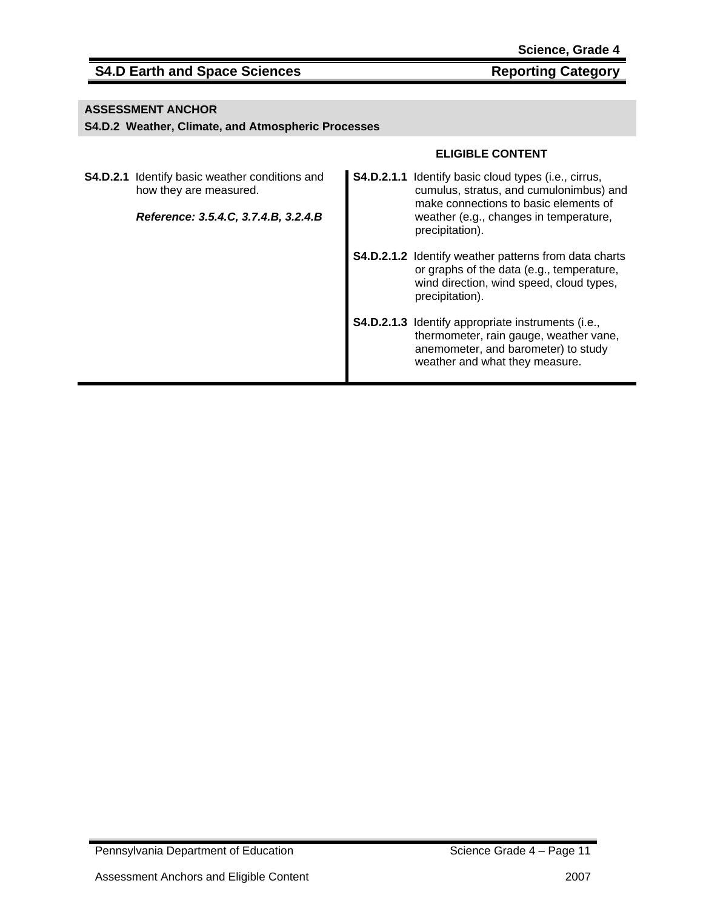## S4.D Earth and Space Sciences — Reporting Category

| ASSESSMENT ANCHOR | |
|---|---|
| **S4.D.2 Weather, Climate, and Atmospheric Processes** | |
| | **ELIGIBLE CONTENT** |
| **S4.D.2.1** Identify basic weather conditions and how they are measured. *Reference: 3.5.4.C, 3.7.4.B, 3.2.4.B* | **S4.D.2.1.1** Identify basic cloud types (i.e., cirrus, cumulus, stratus, and cumulonimbus) and make connections to basic elements of weather (e.g., changes in temperature, precipitation). |
| | **S4.D.2.1.2** Identify weather patterns from data charts or graphs of the data (e.g., temperature, wind direction, wind speed, cloud types, precipitation). |
| | **S4.D.2.1.3** Identify appropriate instruments (i.e., thermometer, rain gauge, weather vane, anemometer, and barometer) to study weather and what they measure. |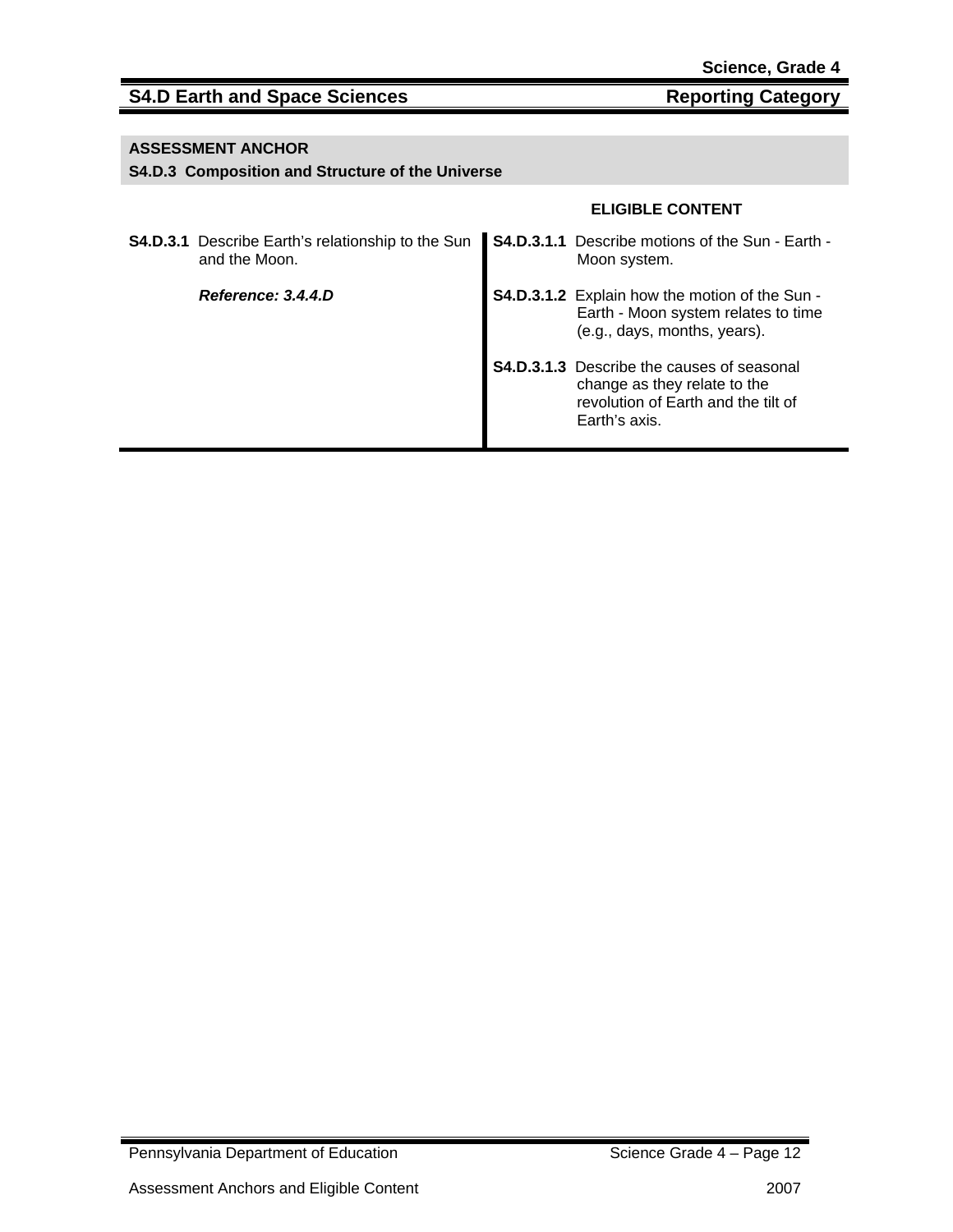## S4.D Earth and Space Sciences — Reporting Category

**ASSESSMENT ANCHOR**
**S4.D.3 Composition and Structure of the Universe**

| | ELIGIBLE CONTENT |
|---|---|
| **S4.D.3.1** Describe Earth's relationship to the Sun and the Moon.<br><br>***Reference: 3.4.4.D*** | **S4.D.3.1.1** Describe motions of the Sun - Earth - Moon system.<br><br>**S4.D.3.1.2** Explain how the motion of the Sun - Earth - Moon system relates to time (e.g., days, months, years).<br><br>**S4.D.3.1.3** Describe the causes of seasonal change as they relate to the revolution of Earth and the tilt of Earth's axis. |